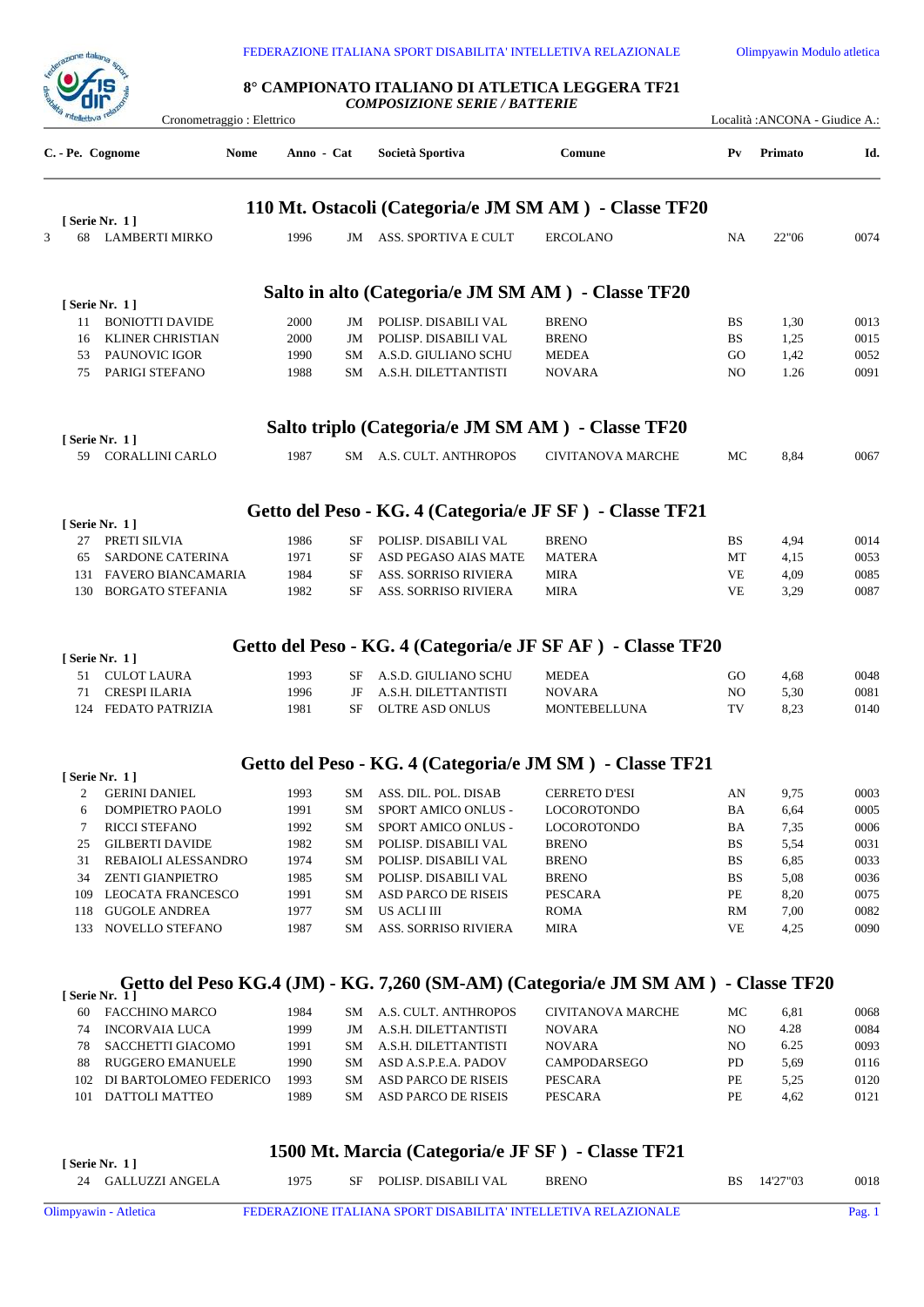FEDERAZIONE ITALIANA SPORT DISABILITA' INTELLETIVA RELAZIONALE — Olimpyawin Modulo atletica

# 8° CAMPIONATO ITALIANO DI ATLETICA LEGGERA TF21

*COMPOSIZIONE SERIE / BATTERIE*

Cronometraggio : Elettrico — Località :ANCONA - Giudice A.:

| C. | Pe. | Cognome Nome | Anno | Cat | Società Sportiva | Comune | Pv | Primato | Id. |
|---|---|---|---|---|---|---|---|---|---|

## 110 Mt. Ostacoli (Categoria/e JM SM AM ) - Classe TF20

[ Serie Nr. 1 ]

| C. | Pe. | Cognome Nome | Anno | Cat | Società Sportiva | Comune | Pv | Primato | Id. |
|---|---|---|---|---|---|---|---|---|---|
| 3 | 68 | LAMBERTI MIRKO | 1996 | JM | ASS. SPORTIVA E CULT | ERCOLANO | NA | 22"06 | 0074 |

## Salto in alto (Categoria/e JM SM AM ) - Classe TF20

[ Serie Nr. 1 ]

| C. | Pe. | Cognome Nome | Anno | Cat | Società Sportiva | Comune | Pv | Primato | Id. |
|---|---|---|---|---|---|---|---|---|---|
| | 11 | BONIOTTI DAVIDE | 2000 | JM | POLISP. DISABILI VAL | BRENO | BS | 1,30 | 0013 |
| | 16 | KLINER CHRISTIAN | 2000 | JM | POLISP. DISABILI VAL | BRENO | BS | 1,25 | 0015 |
| | 53 | PAUNOVIC IGOR | 1990 | SM | A.S.D. GIULIANO SCHU | MEDEA | GO | 1,42 | 0052 |
| | 75 | PARIGI STEFANO | 1988 | SM | A.S.H. DILETTANTISTI | NOVARA | NO | 1.26 | 0091 |

## Salto triplo (Categoria/e JM SM AM ) - Classe TF20

[ Serie Nr. 1 ]

| C. | Pe. | Cognome Nome | Anno | Cat | Società Sportiva | Comune | Pv | Primato | Id. |
|---|---|---|---|---|---|---|---|---|---|
| | 59 | CORALLINI CARLO | 1987 | SM | A.S. CULT. ANTHROPOS | CIVITANOVA MARCHE | MC | 8,84 | 0067 |

## Getto del Peso - KG. 4 (Categoria/e JF SF ) - Classe TF21

[ Serie Nr. 1 ]

| C. | Pe. | Cognome Nome | Anno | Cat | Società Sportiva | Comune | Pv | Primato | Id. |
|---|---|---|---|---|---|---|---|---|---|
| | 27 | PRETI SILVIA | 1986 | SF | POLISP. DISABILI VAL | BRENO | BS | 4,94 | 0014 |
| | 65 | SARDONE CATERINA | 1971 | SF | ASD PEGASO AIAS MATE | MATERA | MT | 4,15 | 0053 |
| | 131 | FAVERO BIANCAMARIA | 1984 | SF | ASS. SORRISO RIVIERA | MIRA | VE | 4,09 | 0085 |
| | 130 | BORGATO STEFANIA | 1982 | SF | ASS. SORRISO RIVIERA | MIRA | VE | 3,29 | 0087 |

## Getto del Peso - KG. 4 (Categoria/e JF SF AF ) - Classe TF20

[ Serie Nr. 1 ]

| C. | Pe. | Cognome Nome | Anno | Cat | Società Sportiva | Comune | Pv | Primato | Id. |
|---|---|---|---|---|---|---|---|---|---|
| | 51 | CULOT LAURA | 1993 | SF | A.S.D. GIULIANO SCHU | MEDEA | GO | 4,68 | 0048 |
| | 71 | CRESPI ILARIA | 1996 | JF | A.S.H. DILETTANTISTI | NOVARA | NO | 5,30 | 0081 |
| | 124 | FEDATO PATRIZIA | 1981 | SF | OLTRE ASD ONLUS | MONTEBELLUNA | TV | 8,23 | 0140 |

## Getto del Peso - KG. 4 (Categoria/e JM SM ) - Classe TF21

[ Serie Nr. 1 ]

| C. | Pe. | Cognome Nome | Anno | Cat | Società Sportiva | Comune | Pv | Primato | Id. |
|---|---|---|---|---|---|---|---|---|---|
| | 2 | GERINI DANIEL | 1993 | SM | ASS. DIL. POL. DISAB | CERRETO D'ESI | AN | 9,75 | 0003 |
| | 6 | DOMPIETRO PAOLO | 1991 | SM | SPORT AMICO ONLUS - | LOCOROTONDO | BA | 6,64 | 0005 |
| | 7 | RICCI STEFANO | 1992 | SM | SPORT AMICO ONLUS - | LOCOROTONDO | BA | 7,35 | 0006 |
| | 25 | GILBERTI DAVIDE | 1982 | SM | POLISP. DISABILI VAL | BRENO | BS | 5,54 | 0031 |
| | 31 | REBAIOLI ALESSANDRO | 1974 | SM | POLISP. DISABILI VAL | BRENO | BS | 6,85 | 0033 |
| | 34 | ZENTI GIANPIETRO | 1985 | SM | POLISP. DISABILI VAL | BRENO | BS | 5,08 | 0036 |
| | 109 | LEOCATA FRANCESCO | 1991 | SM | ASD PARCO DE RISEIS | PESCARA | PE | 8,20 | 0075 |
| | 118 | GUGOLE ANDREA | 1977 | SM | US ACLI III | ROMA | RM | 7,00 | 0082 |
| | 133 | NOVELLO STEFANO | 1987 | SM | ASS. SORRISO RIVIERA | MIRA | VE | 4,25 | 0090 |

## Getto del Peso KG.4 (JM) - KG. 7,260 (SM-AM) (Categoria/e JM SM AM ) - Classe TF20

[ Serie Nr. 1 ]

| C. | Pe. | Cognome Nome | Anno | Cat | Società Sportiva | Comune | Pv | Primato | Id. |
|---|---|---|---|---|---|---|---|---|---|
| | 60 | FACCHINO MARCO | 1984 | SM | A.S. CULT. ANTHROPOS | CIVITANOVA MARCHE | MC | 6,81 | 0068 |
| | 74 | INCORVAIA LUCA | 1999 | JM | A.S.H. DILETTANTISTI | NOVARA | NO | 4.28 | 0084 |
| | 78 | SACCHETTI GIACOMO | 1991 | SM | A.S.H. DILETTANTISTI | NOVARA | NO | 6.25 | 0093 |
| | 88 | RUGGERO EMANUELE | 1990 | SM | ASD A.S.P.E.A. PADOV | CAMPODARSEGO | PD | 5,69 | 0116 |
| | 102 | DI BARTOLOMEO FEDERICO | 1993 | SM | ASD PARCO DE RISEIS | PESCARA | PE | 5,25 | 0120 |
| | 101 | DATTOLI MATTEO | 1989 | SM | ASD PARCO DE RISEIS | PESCARA | PE | 4,62 | 0121 |

## 1500 Mt. Marcia (Categoria/e JF SF ) - Classe TF21

[ Serie Nr. 1 ]

| C. | Pe. | Cognome Nome | Anno | Cat | Società Sportiva | Comune | Pv | Primato | Id. |
|---|---|---|---|---|---|---|---|---|---|
| | 24 | GALLUZZI ANGELA | 1975 | SF | POLISP. DISABILI VAL | BRENO | BS | 14'27"03 | 0018 |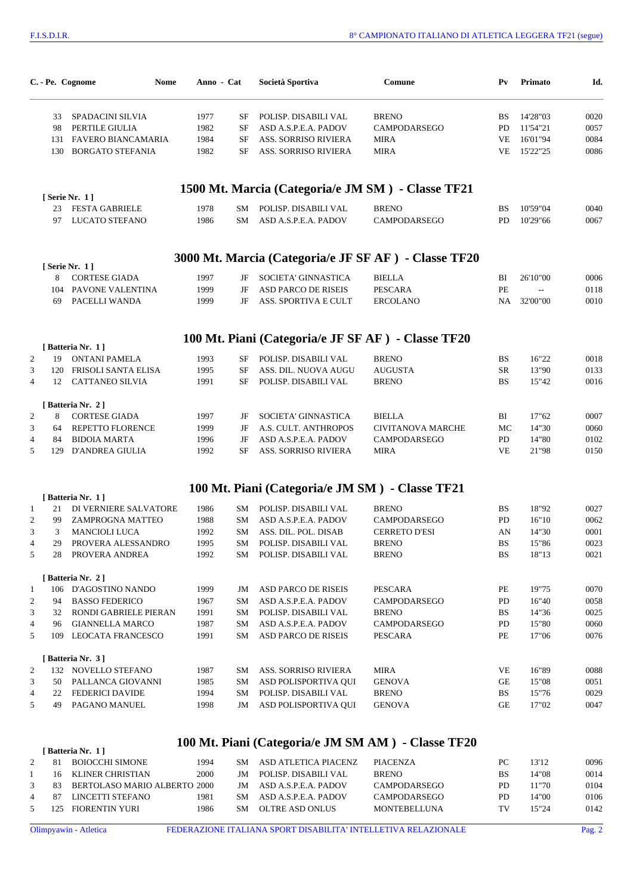| C. | Pe. | Cognome Nome | Anno | Cat | Società Sportiva | Comune | Pv | Primato | Id. |
|---|---|---|---|---|---|---|---|---|---|
| | 33 | SPADACINI SILVIA | 1977 | SF | POLISP. DISABILI VAL | BRENO | BS | 14'28"03 | 0020 |
| | 98 | PERTILE GIULIA | 1982 | SF | ASD A.S.P.E.A. PADOV | CAMPODARSEGO | PD | 11'54"21 | 0057 |
| | 131 | FAVERO BIANCAMARIA | 1984 | SF | ASS. SORRISO RIVIERA | MIRA | VE | 16'01"94 | 0084 |
| | 130 | BORGATO STEFANIA | 1982 | SF | ASS. SORRISO RIVIERA | MIRA | VE | 15'22"25 | 0086 |

## 1500 Mt. Marcia (Categoria/e JM SM ) - Classe TF21

[ Serie Nr. 1 ]

| C. | Pe. | Cognome Nome | Anno | Cat | Società Sportiva | Comune | Pv | Primato | Id. |
|---|---|---|---|---|---|---|---|---|---|
| | 23 | FESTA GABRIELE | 1978 | SM | POLISP. DISABILI VAL | BRENO | BS | 10'59"04 | 0040 |
| | 97 | LUCATO STEFANO | 1986 | SM | ASD A.S.P.E.A. PADOV | CAMPODARSEGO | PD | 10'29"66 | 0067 |

## 3000 Mt. Marcia (Categoria/e JF SF AF ) - Classe TF20

[ Serie Nr. 1 ]

| C. | Pe. | Cognome Nome | Anno | Cat | Società Sportiva | Comune | Pv | Primato | Id. |
|---|---|---|---|---|---|---|---|---|---|
| | 8 | CORTESE GIADA | 1997 | JF | SOCIETA' GINNASTICA | BIELLA | BI | 26'10"00 | 0006 |
| | 104 | PAVONE VALENTINA | 1999 | JF | ASD PARCO DE RISEIS | PESCARA | PE | -- | 0118 |
| | 69 | PACELLI WANDA | 1999 | JF | ASS. SPORTIVA E CULT | ERCOLANO | NA | 32'00"00 | 0010 |

## 100 Mt. Piani (Categoria/e JF SF AF ) - Classe TF20

[ Batteria Nr. 1 ]

| C. | Pe. | Cognome Nome | Anno | Cat | Società Sportiva | Comune | Pv | Primato | Id. |
|---|---|---|---|---|---|---|---|---|---|
| 2 | 19 | ONTANI PAMELA | 1993 | SF | POLISP. DISABILI VAL | BRENO | BS | 16"22 | 0018 |
| 3 | 120 | FRISOLI SANTA ELISA | 1995 | SF | ASS. DIL. NUOVA AUGU | AUGUSTA | SR | 13"90 | 0133 |
| 4 | 12 | CATTANEO SILVIA | 1991 | SF | POLISP. DISABILI VAL | BRENO | BS | 15"42 | 0016 |

[ Batteria Nr. 2 ]

| C. | Pe. | Cognome Nome | Anno | Cat | Società Sportiva | Comune | Pv | Primato | Id. |
|---|---|---|---|---|---|---|---|---|---|
| 2 | 8 | CORTESE GIADA | 1997 | JF | SOCIETA' GINNASTICA | BIELLA | BI | 17"62 | 0007 |
| 3 | 64 | REPETTO FLORENCE | 1999 | JF | A.S. CULT. ANTHROPOS | CIVITANOVA MARCHE | MC | 14"30 | 0060 |
| 4 | 84 | BIDOIA MARTA | 1996 | JF | ASD A.S.P.E.A. PADOV | CAMPODARSEGO | PD | 14"80 | 0102 |
| 5 | 129 | D'ANDREA GIULIA | 1992 | SF | ASS. SORRISO RIVIERA | MIRA | VE | 21"98 | 0150 |

## 100 Mt. Piani (Categoria/e JM SM ) - Classe TF21

[ Batteria Nr. 1 ]

| C. | Pe. | Cognome Nome | Anno | Cat | Società Sportiva | Comune | Pv | Primato | Id. |
|---|---|---|---|---|---|---|---|---|---|
| 1 | 21 | DI VERNIERE SALVATORE | 1986 | SM | POLISP. DISABILI VAL | BRENO | BS | 18"92 | 0027 |
| 2 | 99 | ZAMPROGNA MATTEO | 1988 | SM | ASD A.S.P.E.A. PADOV | CAMPODARSEGO | PD | 16"10 | 0062 |
| 3 | 3 | MANCIOLI LUCA | 1992 | SM | ASS. DIL. POL. DISAB | CERRETO D'ESI | AN | 14"30 | 0001 |
| 4 | 29 | PROVERA ALESSANDRO | 1995 | SM | POLISP. DISABILI VAL | BRENO | BS | 15"86 | 0023 |
| 5 | 28 | PROVERA ANDREA | 1992 | SM | POLISP. DISABILI VAL | BRENO | BS | 18"13 | 0021 |

[ Batteria Nr. 2 ]

| C. | Pe. | Cognome Nome | Anno | Cat | Società Sportiva | Comune | Pv | Primato | Id. |
|---|---|---|---|---|---|---|---|---|---|
| 1 | 106 | D'AGOSTINO NANDO | 1999 | JM | ASD PARCO DE RISEIS | PESCARA | PE | 19"75 | 0070 |
| 2 | 94 | BASSO FEDERICO | 1967 | SM | ASD A.S.P.E.A. PADOV | CAMPODARSEGO | PD | 16"40 | 0058 |
| 3 | 32 | RONDI GABRIELE PIERAN | 1991 | SM | POLISP. DISABILI VAL | BRENO | BS | 14"36 | 0025 |
| 4 | 96 | GIANNELLA MARCO | 1987 | SM | ASD A.S.P.E.A. PADOV | CAMPODARSEGO | PD | 15"80 | 0060 |
| 5 | 109 | LEOCATA FRANCESCO | 1991 | SM | ASD PARCO DE RISEIS | PESCARA | PE | 17"06 | 0076 |

[ Batteria Nr. 3 ]

| C. | Pe. | Cognome Nome | Anno | Cat | Società Sportiva | Comune | Pv | Primato | Id. |
|---|---|---|---|---|---|---|---|---|---|
| 2 | 132 | NOVELLO STEFANO | 1987 | SM | ASS. SORRISO RIVIERA | MIRA | VE | 16"89 | 0088 |
| 3 | 50 | PALLANCA GIOVANNI | 1985 | SM | ASD POLISPORTIVA QUI | GENOVA | GE | 15"08 | 0051 |
| 4 | 22 | FEDERICI DAVIDE | 1994 | SM | POLISP. DISABILI VAL | BRENO | BS | 15"76 | 0029 |
| 5 | 49 | PAGANO MANUEL | 1998 | JM | ASD POLISPORTIVA QUI | GENOVA | GE | 17"02 | 0047 |

## 100 Mt. Piani (Categoria/e JM SM AM ) - Classe TF20

[ Batteria Nr. 1 ]

| C. | Pe. | Cognome Nome | Anno | Cat | Società Sportiva | Comune | Pv | Primato | Id. |
|---|---|---|---|---|---|---|---|---|---|
| 2 | 81 | BOIOCCHI SIMONE | 1994 | SM | ASD ATLETICA PIACENZ | PIACENZA | PC | 13'12 | 0096 |
| 1 | 16 | KLINER CHRISTIAN | 2000 | JM | POLISP. DISABILI VAL | BRENO | BS | 14"08 | 0014 |
| 3 | 83 | BERTOLASO MARIO ALBERTO | 2000 | JM | ASD A.S.P.E.A. PADOV | CAMPODARSEGO | PD | 11"70 | 0104 |
| 4 | 87 | LINCETTI STEFANO | 1981 | SM | ASD A.S.P.E.A. PADOV | CAMPODARSEGO | PD | 14"00 | 0106 |
| 5 | 125 | FIORENTIN YURI | 1986 | SM | OLTRE ASD ONLUS | MONTEBELLUNA | TV | 15"24 | 0142 |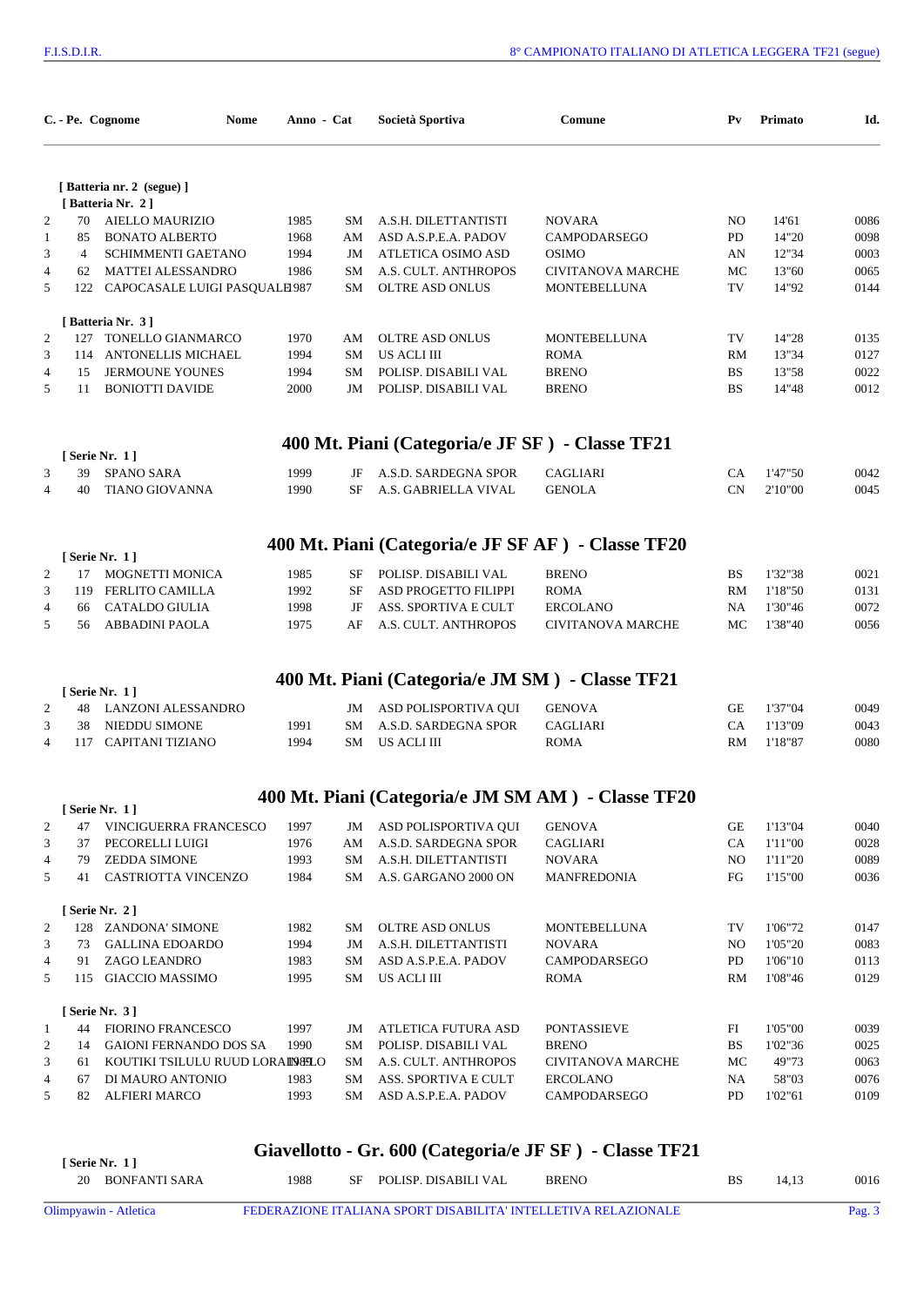| C. - Pe. | | Cognome Nome | Anno - Cat | | Società Sportiva | Comune | Pv | Primato | Id. |
|---|---|---|---|---|---|---|---|---|---|
| [ Batteria nr. 2 (segue) ] | | | | | | | | | |
| [ Batteria Nr. 2 ] | | | | | | | | | |
| 2 | 70 | AIELLO MAURIZIO | 1985 | SM | A.S.H. DILETTANTISTI | NOVARA | NO | 14'61 | 0086 |
| 1 | 85 | BONATO ALBERTO | 1968 | AM | ASD A.S.P.E.A. PADOV | CAMPODARSEGO | PD | 14"20 | 0098 |
| 3 | 4 | SCHIMMENTI GAETANO | 1994 | JM | ATLETICA OSIMO ASD | OSIMO | AN | 12"34 | 0003 |
| 4 | 62 | MATTEI ALESSANDRO | 1986 | SM | A.S. CULT. ANTHROPOS | CIVITANOVA MARCHE | MC | 13"60 | 0065 |
| 5 | 122 | CAPOCASALE LUIGI PASQUALE | 1987 | SM | OLTRE ASD ONLUS | MONTEBELLUNA | TV | 14"92 | 0144 |
| [ Batteria Nr. 3 ] | | | | | | | | | |
| 2 | 127 | TONELLO GIANMARCO | 1970 | AM | OLTRE ASD ONLUS | MONTEBELLUNA | TV | 14"28 | 0135 |
| 3 | 114 | ANTONELLIS MICHAEL | 1994 | SM | US ACLI III | ROMA | RM | 13"34 | 0127 |
| 4 | 15 | JERMOUNE YOUNES | 1994 | SM | POLISP. DISABILI VAL | BRENO | BS | 13"58 | 0022 |
| 5 | 11 | BONIOTTI DAVIDE | 2000 | JM | POLISP. DISABILI VAL | BRENO | BS | 14"48 | 0012 |

## 400 Mt. Piani (Categoria/e JF SF ) - Classe TF21

| C. - Pe. | | Cognome Nome | Anno - Cat | | Società Sportiva | Comune | Pv | Primato | Id. |
|---|---|---|---|---|---|---|---|---|---|
| [ Serie Nr. 1 ] | | | | | | | | | |
| 3 | 39 | SPANO SARA | 1999 | JF | A.S.D. SARDEGNA SPOR | CAGLIARI | CA | 1'47"50 | 0042 |
| 4 | 40 | TIANO GIOVANNA | 1990 | SF | A.S. GABRIELLA VIVAL | GENOLA | CN | 2'10"00 | 0045 |

## 400 Mt. Piani (Categoria/e JF SF AF ) - Classe TF20

| C. - Pe. | | Cognome Nome | Anno - Cat | | Società Sportiva | Comune | Pv | Primato | Id. |
|---|---|---|---|---|---|---|---|---|---|
| [ Serie Nr. 1 ] | | | | | | | | | |
| 2 | 17 | MOGNETTI MONICA | 1985 | SF | POLISP. DISABILI VAL | BRENO | BS | 1'32"38 | 0021 |
| 3 | 119 | FERLITO CAMILLA | 1992 | SF | ASD PROGETTO FILIPPI | ROMA | RM | 1'18"50 | 0131 |
| 4 | 66 | CATALDO GIULIA | 1998 | JF | ASS. SPORTIVA E CULT | ERCOLANO | NA | 1'30"46 | 0072 |
| 5 | 56 | ABBADINI PAOLA | 1975 | AF | A.S. CULT. ANTHROPOS | CIVITANOVA MARCHE | MC | 1'38"40 | 0056 |

## 400 Mt. Piani (Categoria/e JM SM ) - Classe TF21

| C. - Pe. | | Cognome Nome | Anno - Cat | | Società Sportiva | Comune | Pv | Primato | Id. |
|---|---|---|---|---|---|---|---|---|---|
| [ Serie Nr. 1 ] | | | | | | | | | |
| 2 | 48 | LANZONI ALESSANDRO | | JM | ASD POLISPORTIVA QUI | GENOVA | GE | 1'37"04 | 0049 |
| 3 | 38 | NIEDDU SIMONE | 1991 | SM | A.S.D. SARDEGNA SPOR | CAGLIARI | CA | 1'13"09 | 0043 |
| 4 | 117 | CAPITANI TIZIANO | 1994 | SM | US ACLI III | ROMA | RM | 1'18"87 | 0080 |

## 400 Mt. Piani (Categoria/e JM SM AM ) - Classe TF20

| C. - Pe. | | Cognome Nome | Anno - Cat | | Società Sportiva | Comune | Pv | Primato | Id. |
|---|---|---|---|---|---|---|---|---|---|
| [ Serie Nr. 1 ] | | | | | | | | | |
| 2 | 47 | VINCIGUERRA FRANCESCO | 1997 | JM | ASD POLISPORTIVA QUI | GENOVA | GE | 1'13"04 | 0040 |
| 3 | 37 | PECORELLI LUIGI | 1976 | AM | A.S.D. SARDEGNA SPOR | CAGLIARI | CA | 1'11"00 | 0028 |
| 4 | 79 | ZEDDA SIMONE | 1993 | SM | A.S.H. DILETTANTISTI | NOVARA | NO | 1'11"20 | 0089 |
| 5 | 41 | CASTRIOTTA VINCENZO | 1984 | SM | A.S. GARGANO 2000 ON | MANFREDONIA | FG | 1'15"00 | 0036 |
| [ Serie Nr. 2 ] | | | | | | | | | |
| 2 | 128 | ZANDONA' SIMONE | 1982 | SM | OLTRE ASD ONLUS | MONTEBELLUNA | TV | 1'06"72 | 0147 |
| 3 | 73 | GALLINA EDOARDO | 1994 | JM | A.S.H. DILETTANTISTI | NOVARA | NO | 1'05"20 | 0083 |
| 4 | 91 | ZAGO LEANDRO | 1983 | SM | ASD A.S.P.E.A. PADOV | CAMPODARSEGO | PD | 1'06"10 | 0113 |
| 5 | 115 | GIACCIO MASSIMO | 1995 | SM | US ACLI III | ROMA | RM | 1'08"46 | 0129 |
| [ Serie Nr. 3 ] | | | | | | | | | |
| 1 | 44 | FIORINO FRANCESCO | 1997 | JM | ATLETICA FUTURA ASD | PONTASSIEVE | FI | 1'05"00 | 0039 |
| 2 | 14 | GAIONI FERNANDO DOS SA | 1990 | SM | POLISP. DISABILI VAL | BRENO | BS | 1'02"36 | 0025 |
| 3 | 61 | KOUTIKI TSILULU RUUD LORALO | 1989 | SM | A.S. CULT. ANTHROPOS | CIVITANOVA MARCHE | MC | 49"73 | 0063 |
| 4 | 67 | DI MAURO ANTONIO | 1983 | SM | ASS. SPORTIVA E CULT | ERCOLANO | NA | 58"03 | 0076 |
| 5 | 82 | ALFIERI MARCO | 1993 | SM | ASD A.S.P.E.A. PADOV | CAMPODARSEGO | PD | 1'02"61 | 0109 |

## Giavellotto - Gr. 600 (Categoria/e JF SF ) - Classe TF21

| C. - Pe. | | Cognome Nome | Anno - Cat | | Società Sportiva | Comune | Pv | Primato | Id. |
|---|---|---|---|---|---|---|---|---|---|
| [ Serie Nr. 1 ] | | | | | | | | | |
| | 20 | BONFANTI SARA | 1988 | SF | POLISP. DISABILI VAL | BRENO | BS | 14,13 | 0016 |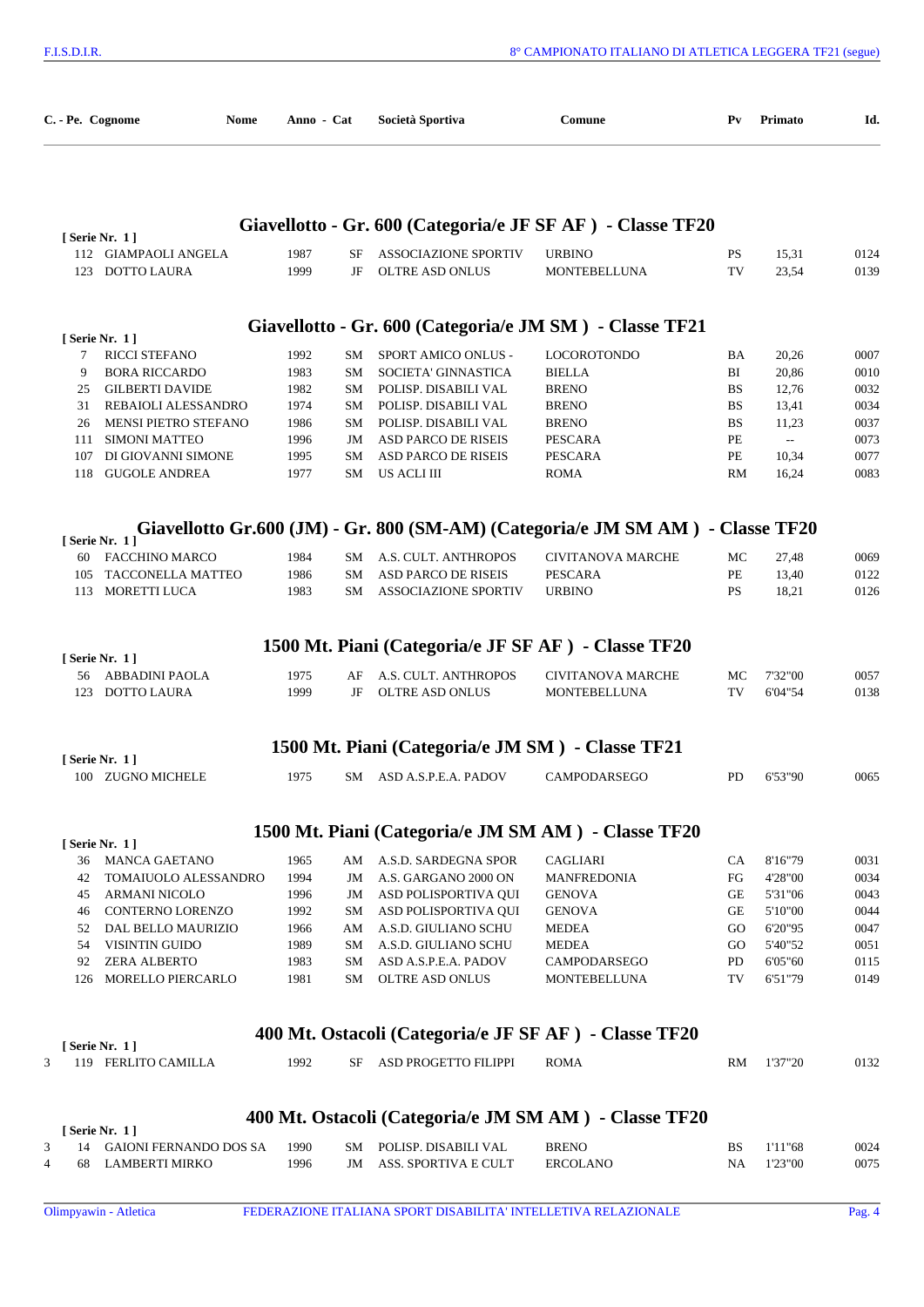| C. - Pe. | Cognome Nome | Anno | Cat | Società Sportiva | Comune | Pv | Primato | Id. |
|---|---|---|---|---|---|---|---|---|

## Giavellotto - Gr. 600 (Categoria/e JF SF AF ) - Classe TF20

[ Serie Nr. 1 ]

| C. - Pe. | Cognome Nome | Anno | Cat | Società Sportiva | Comune | Pv | Primato | Id. |
|---|---|---|---|---|---|---|---|---|
| 112 | GIAMPAOLI ANGELA | 1987 | SF | ASSOCIAZIONE SPORTIV | URBINO | PS | 15,31 | 0124 |
| 123 | DOTTO LAURA | 1999 | JF | OLTRE ASD ONLUS | MONTEBELLUNA | TV | 23,54 | 0139 |

## Giavellotto - Gr. 600 (Categoria/e JM SM ) - Classe TF21

[ Serie Nr. 1 ]

| C. - Pe. | Cognome Nome | Anno | Cat | Società Sportiva | Comune | Pv | Primato | Id. |
|---|---|---|---|---|---|---|---|---|
| 7 | RICCI STEFANO | 1992 | SM | SPORT AMICO ONLUS - | LOCOROTONDO | BA | 20,26 | 0007 |
| 9 | BORA RICCARDO | 1983 | SM | SOCIETA' GINNASTICA | BIELLA | BI | 20,86 | 0010 |
| 25 | GILBERTI DAVIDE | 1982 | SM | POLISP. DISABILI VAL | BRENO | BS | 12,76 | 0032 |
| 31 | REBAIOLI ALESSANDRO | 1974 | SM | POLISP. DISABILI VAL | BRENO | BS | 13,41 | 0034 |
| 26 | MENSI PIETRO STEFANO | 1986 | SM | POLISP. DISABILI VAL | BRENO | BS | 11,23 | 0037 |
| 111 | SIMONI MATTEO | 1996 | JM | ASD PARCO DE RISEIS | PESCARA | PE | -- | 0073 |
| 107 | DI GIOVANNI SIMONE | 1995 | SM | ASD PARCO DE RISEIS | PESCARA | PE | 10,34 | 0077 |
| 118 | GUGOLE ANDREA | 1977 | SM | US ACLI III | ROMA | RM | 16,24 | 0083 |

## Giavellotto Gr.600 (JM) - Gr. 800 (SM-AM) (Categoria/e JM SM AM ) - Classe TF20

[ Serie Nr. 1 ]

| C. - Pe. | Cognome Nome | Anno | Cat | Società Sportiva | Comune | Pv | Primato | Id. |
|---|---|---|---|---|---|---|---|---|
| 60 | FACCHINO MARCO | 1984 | SM | A.S. CULT. ANTHROPOS | CIVITANOVA MARCHE | MC | 27,48 | 0069 |
| 105 | TACCONELLA MATTEO | 1986 | SM | ASD PARCO DE RISEIS | PESCARA | PE | 13,40 | 0122 |
| 113 | MORETTI LUCA | 1983 | SM | ASSOCIAZIONE SPORTIV | URBINO | PS | 18,21 | 0126 |

## 1500 Mt. Piani (Categoria/e JF SF AF ) - Classe TF20

[ Serie Nr. 1 ]

| C. - Pe. | Cognome Nome | Anno | Cat | Società Sportiva | Comune | Pv | Primato | Id. |
|---|---|---|---|---|---|---|---|---|
| 56 | ABBADINI PAOLA | 1975 | AF | A.S. CULT. ANTHROPOS | CIVITANOVA MARCHE | MC | 7'32"00 | 0057 |
| 123 | DOTTO LAURA | 1999 | JF | OLTRE ASD ONLUS | MONTEBELLUNA | TV | 6'04"54 | 0138 |

## 1500 Mt. Piani (Categoria/e JM SM ) - Classe TF21

[ Serie Nr. 1 ]

| C. - Pe. | Cognome Nome | Anno | Cat | Società Sportiva | Comune | Pv | Primato | Id. |
|---|---|---|---|---|---|---|---|---|
| 100 | ZUGNO MICHELE | 1975 | SM | ASD A.S.P.E.A. PADOV | CAMPODARSEGO | PD | 6'53"90 | 0065 |

## 1500 Mt. Piani (Categoria/e JM SM AM ) - Classe TF20

[ Serie Nr. 1 ]

| C. - Pe. | Cognome Nome | Anno | Cat | Società Sportiva | Comune | Pv | Primato | Id. |
|---|---|---|---|---|---|---|---|---|
| 36 | MANCA GAETANO | 1965 | AM | A.S.D. SARDEGNA SPOR | CAGLIARI | CA | 8'16"79 | 0031 |
| 42 | TOMAIUOLO ALESSANDRO | 1994 | JM | A.S. GARGANO 2000 ON | MANFREDONIA | FG | 4'28"00 | 0034 |
| 45 | ARMANI NICOLO | 1996 | JM | ASD POLISPORTIVA QUI | GENOVA | GE | 5'31"06 | 0043 |
| 46 | CONTERNO LORENZO | 1992 | SM | ASD POLISPORTIVA QUI | GENOVA | GE | 5'10"00 | 0044 |
| 52 | DAL BELLO MAURIZIO | 1966 | AM | A.S.D. GIULIANO SCHU | MEDEA | GO | 6'20"95 | 0047 |
| 54 | VISINTIN GUIDO | 1989 | SM | A.S.D. GIULIANO SCHU | MEDEA | GO | 5'40"52 | 0051 |
| 92 | ZERA ALBERTO | 1983 | SM | ASD A.S.P.E.A. PADOV | CAMPODARSEGO | PD | 6'05"60 | 0115 |
| 126 | MORELLO PIERCARLO | 1981 | SM | OLTRE ASD ONLUS | MONTEBELLUNA | TV | 6'51"79 | 0149 |

## 400 Mt. Ostacoli (Categoria/e JF SF AF ) - Classe TF20

[ Serie Nr. 1 ]

| C. - Pe. | Cognome Nome | Anno | Cat | Società Sportiva | Comune | Pv | Primato | Id. |
|---|---|---|---|---|---|---|---|---|
| 3 - 119 | FERLITO CAMILLA | 1992 | SF | ASD PROGETTO FILIPPI | ROMA | RM | 1'37"20 | 0132 |

## 400 Mt. Ostacoli (Categoria/e JM SM AM ) - Classe TF20

[ Serie Nr. 1 ]

| C. - Pe. | Cognome Nome | Anno | Cat | Società Sportiva | Comune | Pv | Primato | Id. |
|---|---|---|---|---|---|---|---|---|
| 3 - 14 | GAIONI FERNANDO DOS SA | 1990 | SM | POLISP. DISABILI VAL | BRENO | BS | 1'11"68 | 0024 |
| 4 - 68 | LAMBERTI MIRKO | 1996 | JM | ASS. SPORTIVA E CULT | ERCOLANO | NA | 1'23"00 | 0075 |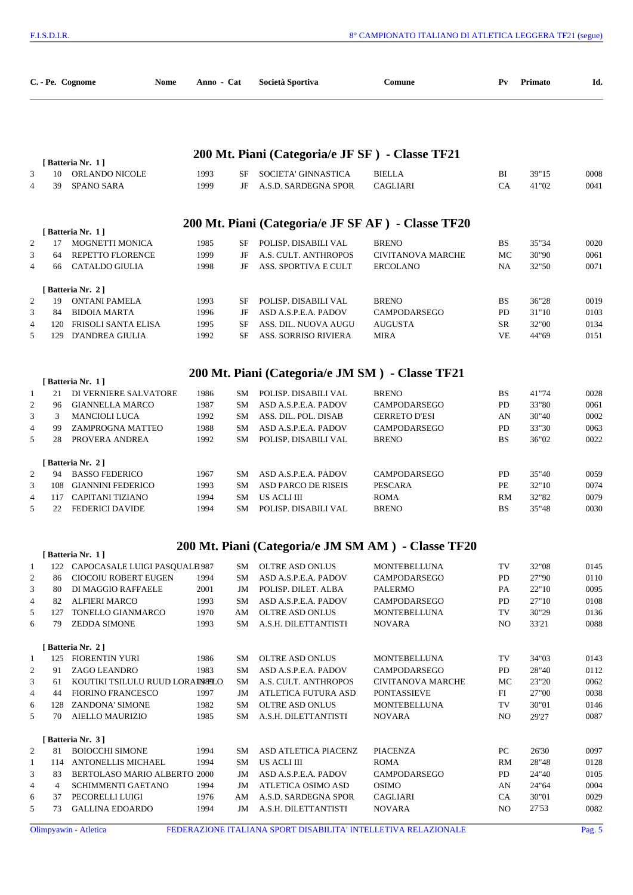| C. | Pe. | Cognome Nome | Anno | Cat | Società Sportiva | Comune | Pv | Primato | Id. |
|---|---|---|---|---|---|---|---|---|---|

## 200 Mt. Piani (Categoria/e JF SF ) - Classe TF21

[ Batteria Nr. 1 ]

| C. | Pe. | Cognome Nome | Anno | Cat | Società Sportiva | Comune | Pv | Primato | Id. |
|---|---|---|---|---|---|---|---|---|---|
| 3 | 10 | ORLANDO NICOLE | 1993 | SF | SOCIETA' GINNASTICA | BIELLA | BI | 39"15 | 0008 |
| 4 | 39 | SPANO SARA | 1999 | JF | A.S.D. SARDEGNA SPOR | CAGLIARI | CA | 41"02 | 0041 |

## 200 Mt. Piani (Categoria/e JF SF AF ) - Classe TF20

[ Batteria Nr. 1 ]

| C. | Pe. | Cognome Nome | Anno | Cat | Società Sportiva | Comune | Pv | Primato | Id. |
|---|---|---|---|---|---|---|---|---|---|
| 2 | 17 | MOGNETTI MONICA | 1985 | SF | POLISP. DISABILI VAL | BRENO | BS | 35"34 | 0020 |
| 3 | 64 | REPETTO FLORENCE | 1999 | JF | A.S. CULT. ANTHROPOS | CIVITANOVA MARCHE | MC | 30"90 | 0061 |
| 4 | 66 | CATALDO GIULIA | 1998 | JF | ASS. SPORTIVA E CULT | ERCOLANO | NA | 32"50 | 0071 |

[ Batteria Nr. 2 ]

| C. | Pe. | Cognome Nome | Anno | Cat | Società Sportiva | Comune | Pv | Primato | Id. |
|---|---|---|---|---|---|---|---|---|---|
| 2 | 19 | ONTANI PAMELA | 1993 | SF | POLISP. DISABILI VAL | BRENO | BS | 36"28 | 0019 |
| 3 | 84 | BIDOIA MARTA | 1996 | JF | ASD A.S.P.E.A. PADOV | CAMPODARSEGO | PD | 31"10 | 0103 |
| 4 | 120 | FRISOLI SANTA ELISA | 1995 | SF | ASS. DIL. NUOVA AUGU | AUGUSTA | SR | 32"00 | 0134 |
| 5 | 129 | D'ANDREA GIULIA | 1992 | SF | ASS. SORRISO RIVIERA | MIRA | VE | 44"69 | 0151 |

## 200 Mt. Piani (Categoria/e JM SM ) - Classe TF21

[ Batteria Nr. 1 ]

| C. | Pe. | Cognome Nome | Anno | Cat | Società Sportiva | Comune | Pv | Primato | Id. |
|---|---|---|---|---|---|---|---|---|---|
| 1 | 21 | DI VERNIERE SALVATORE | 1986 | SM | POLISP. DISABILI VAL | BRENO | BS | 41"74 | 0028 |
| 2 | 96 | GIANNELLA MARCO | 1987 | SM | ASD A.S.P.E.A. PADOV | CAMPODARSEGO | PD | 33"80 | 0061 |
| 3 | 3 | MANCIOLI LUCA | 1992 | SM | ASS. DIL. POL. DISAB | CERRETO D'ESI | AN | 30"40 | 0002 |
| 4 | 99 | ZAMPROGNA MATTEO | 1988 | SM | ASD A.S.P.E.A. PADOV | CAMPODARSEGO | PD | 33"30 | 0063 |
| 5 | 28 | PROVERA ANDREA | 1992 | SM | POLISP. DISABILI VAL | BRENO | BS | 36"02 | 0022 |

[ Batteria Nr. 2 ]

| C. | Pe. | Cognome Nome | Anno | Cat | Società Sportiva | Comune | Pv | Primato | Id. |
|---|---|---|---|---|---|---|---|---|---|
| 2 | 94 | BASSO FEDERICO | 1967 | SM | ASD A.S.P.E.A. PADOV | CAMPODARSEGO | PD | 35"40 | 0059 |
| 3 | 108 | GIANNINI FEDERICO | 1993 | SM | ASD PARCO DE RISEIS | PESCARA | PE | 32"10 | 0074 |
| 4 | 117 | CAPITANI TIZIANO | 1994 | SM | US ACLI III | ROMA | RM | 32"82 | 0079 |
| 5 | 22 | FEDERICI DAVIDE | 1994 | SM | POLISP. DISABILI VAL | BRENO | BS | 35"48 | 0030 |

## 200 Mt. Piani (Categoria/e JM SM AM ) - Classe TF20

[ Batteria Nr. 1 ]

| C. | Pe. | Cognome Nome | Anno | Cat | Società Sportiva | Comune | Pv | Primato | Id. |
|---|---|---|---|---|---|---|---|---|---|
| 1 | 122 | CAPOCASALE LUIGI PASQUALE | 1987 | SM | OLTRE ASD ONLUS | MONTEBELLUNA | TV | 32"08 | 0145 |
| 2 | 86 | CIOCOIU ROBERT EUGEN | 1994 | SM | ASD A.S.P.E.A. PADOV | CAMPODARSEGO | PD | 27"90 | 0110 |
| 3 | 80 | DI MAGGIO RAFFAELE | 2001 | JM | POLISP. DILET. ALBA | PALERMO | PA | 22"10 | 0095 |
| 4 | 82 | ALFIERI MARCO | 1993 | SM | ASD A.S.P.E.A. PADOV | CAMPODARSEGO | PD | 27"10 | 0108 |
| 5 | 127 | TONELLO GIANMARCO | 1970 | AM | OLTRE ASD ONLUS | MONTEBELLUNA | TV | 30"29 | 0136 |
| 6 | 79 | ZEDDA SIMONE | 1993 | SM | A.S.H. DILETTANTISTI | NOVARA | NO | 33'21 | 0088 |

[ Batteria Nr. 2 ]

| C. | Pe. | Cognome Nome | Anno | Cat | Società Sportiva | Comune | Pv | Primato | Id. |
|---|---|---|---|---|---|---|---|---|---|
| 1 | 125 | FIORENTIN YURI | 1986 | SM | OLTRE ASD ONLUS | MONTEBELLUNA | TV | 34"03 | 0143 |
| 2 | 91 | ZAGO LEANDRO | 1983 | SM | ASD A.S.P.E.A. PADOV | CAMPODARSEGO | PD | 28"40 | 0112 |
| 3 | 61 | KOUTIKI TSILULU RUUD LORALO | 1985 | SM | A.S. CULT. ANTHROPOS | CIVITANOVA MARCHE | MC | 23"20 | 0062 |
| 4 | 44 | FIORINO FRANCESCO | 1997 | JM | ATLETICA FUTURA ASD | PONTASSIEVE | FI | 27"00 | 0038 |
| 6 | 128 | ZANDONA' SIMONE | 1982 | SM | OLTRE ASD ONLUS | MONTEBELLUNA | TV | 30"01 | 0146 |
| 5 | 70 | AIELLO MAURIZIO | 1985 | SM | A.S.H. DILETTANTISTI | NOVARA | NO | 29'27 | 0087 |

[ Batteria Nr. 3 ]

| C. | Pe. | Cognome Nome | Anno | Cat | Società Sportiva | Comune | Pv | Primato | Id. |
|---|---|---|---|---|---|---|---|---|---|
| 2 | 81 | BOIOCCHI SIMONE | 1994 | SM | ASD ATLETICA PIACENZ | PIACENZA | PC | 26'30 | 0097 |
| 1 | 114 | ANTONELLIS MICHAEL | 1994 | SM | US ACLI III | ROMA | RM | 28"48 | 0128 |
| 3 | 83 | BERTOLASO MARIO ALBERTO | 2000 | JM | ASD A.S.P.E.A. PADOV | CAMPODARSEGO | PD | 24"40 | 0105 |
| 4 | 4 | SCHIMMENTI GAETANO | 1994 | JM | ATLETICA OSIMO ASD | OSIMO | AN | 24"64 | 0004 |
| 6 | 37 | PECORELLI LUIGI | 1976 | AM | A.S.D. SARDEGNA SPOR | CAGLIARI | CA | 30"01 | 0029 |
| 5 | 73 | GALLINA EDOARDO | 1994 | JM | A.S.H. DILETTANTISTI | NOVARA | NO | 27'53 | 0082 |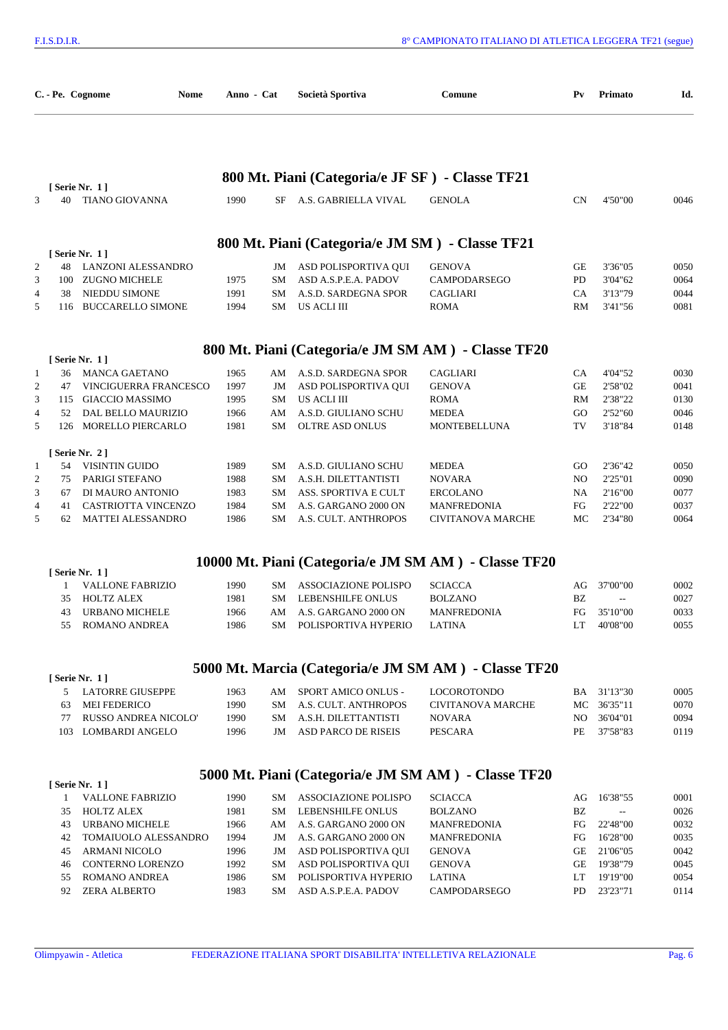| C. - Pe. | | Cognome Nome | Anno - Cat | | Società Sportiva | Comune | Pv | Primato | Id. |
|---|---|---|---|---|---|---|---|---|---|

## 800 Mt. Piani (Categoria/e JF SF ) - Classe TF21

[ Serie Nr. 1 ]

| C. | Pe. | Cognome Nome | Anno | Cat | Società Sportiva | Comune | Pv | Primato | Id. |
|---|---|---|---|---|---|---|---|---|---|
| 3 | 40 | TIANO GIOVANNA | 1990 | SF | A.S. GABRIELLA VIVAL | GENOLA | CN | 4'50"00 | 0046 |

## 800 Mt. Piani (Categoria/e JM SM ) - Classe TF21

[ Serie Nr. 1 ]

| C. | Pe. | Cognome Nome | Anno | Cat | Società Sportiva | Comune | Pv | Primato | Id. |
|---|---|---|---|---|---|---|---|---|---|
| 2 | 48 | LANZONI ALESSANDRO | | JM | ASD POLISPORTIVA QUI | GENOVA | GE | 3'36"05 | 0050 |
| 3 | 100 | ZUGNO MICHELE | 1975 | SM | ASD A.S.P.E.A. PADOV | CAMPODARSEGO | PD | 3'04"62 | 0064 |
| 4 | 38 | NIEDDU SIMONE | 1991 | SM | A.S.D. SARDEGNA SPOR | CAGLIARI | CA | 3'13"79 | 0044 |
| 5 | 116 | BUCCARELLO SIMONE | 1994 | SM | US ACLI III | ROMA | RM | 3'41"56 | 0081 |

## 800 Mt. Piani (Categoria/e JM SM AM ) - Classe TF20

[ Serie Nr. 1 ]

| C. | Pe. | Cognome Nome | Anno | Cat | Società Sportiva | Comune | Pv | Primato | Id. |
|---|---|---|---|---|---|---|---|---|---|
| 1 | 36 | MANCA GAETANO | 1965 | AM | A.S.D. SARDEGNA SPOR | CAGLIARI | CA | 4'04"52 | 0030 |
| 2 | 47 | VINCIGUERRA FRANCESCO | 1997 | JM | ASD POLISPORTIVA QUI | GENOVA | GE | 2'58"02 | 0041 |
| 3 | 115 | GIACCIO MASSIMO | 1995 | SM | US ACLI III | ROMA | RM | 2'38"22 | 0130 |
| 4 | 52 | DAL BELLO MAURIZIO | 1966 | AM | A.S.D. GIULIANO SCHU | MEDEA | GO | 2'52"60 | 0046 |
| 5 | 126 | MORELLO PIERCARLO | 1981 | SM | OLTRE ASD ONLUS | MONTEBELLUNA | TV | 3'18"84 | 0148 |

[ Serie Nr. 2 ]

| C. | Pe. | Cognome Nome | Anno | Cat | Società Sportiva | Comune | Pv | Primato | Id. |
|---|---|---|---|---|---|---|---|---|---|
| 1 | 54 | VISINTIN GUIDO | 1989 | SM | A.S.D. GIULIANO SCHU | MEDEA | GO | 2'36"42 | 0050 |
| 2 | 75 | PARIGI STEFANO | 1988 | SM | A.S.H. DILETTANTISTI | NOVARA | NO | 2'25"01 | 0090 |
| 3 | 67 | DI MAURO ANTONIO | 1983 | SM | ASS. SPORTIVA E CULT | ERCOLANO | NA | 2'16"00 | 0077 |
| 4 | 41 | CASTRIOTTA VINCENZO | 1984 | SM | A.S. GARGANO 2000 ON | MANFREDONIA | FG | 2'22"00 | 0037 |
| 5 | 62 | MATTEI ALESSANDRO | 1986 | SM | A.S. CULT. ANTHROPOS | CIVITANOVA MARCHE | MC | 2'34"80 | 0064 |

## 10000 Mt. Piani (Categoria/e JM SM AM ) - Classe TF20

[ Serie Nr. 1 ]

| C. | Pe. | Cognome Nome | Anno | Cat | Società Sportiva | Comune | Pv | Primato | Id. |
|---|---|---|---|---|---|---|---|---|---|
| | 1 | VALLONE FABRIZIO | 1990 | SM | ASSOCIAZIONE POLISPO | SCIACCA | AG | 37'00"00 | 0002 |
| | 35 | HOLTZ ALEX | 1981 | SM | LEBENSHILFE ONLUS | BOLZANO | BZ | -- | 0027 |
| | 43 | URBANO MICHELE | 1966 | AM | A.S. GARGANO 2000 ON | MANFREDONIA | FG | 35'10"00 | 0033 |
| | 55 | ROMANO ANDREA | 1986 | SM | POLISPORTIVA HYPERIO | LATINA | LT | 40'08"00 | 0055 |

## 5000 Mt. Marcia (Categoria/e JM SM AM ) - Classe TF20

[ Serie Nr. 1 ]

| C. | Pe. | Cognome Nome | Anno | Cat | Società Sportiva | Comune | Pv | Primato | Id. |
|---|---|---|---|---|---|---|---|---|---|
| | 5 | LATORRE GIUSEPPE | 1963 | AM | SPORT AMICO ONLUS - | LOCOROTONDO | BA | 31'13"30 | 0005 |
| | 63 | MEI FEDERICO | 1990 | SM | A.S. CULT. ANTHROPOS | CIVITANOVA MARCHE | MC | 36'35"11 | 0070 |
| | 77 | RUSSO ANDREA NICOLO' | 1990 | SM | A.S.H. DILETTANTISTI | NOVARA | NO | 36'04"01 | 0094 |
| | 103 | LOMBARDI ANGELO | 1996 | JM | ASD PARCO DE RISEIS | PESCARA | PE | 37'58"83 | 0119 |

## 5000 Mt. Piani (Categoria/e JM SM AM ) - Classe TF20

[ Serie Nr. 1 ]

| C. | Pe. | Cognome Nome | Anno | Cat | Società Sportiva | Comune | Pv | Primato | Id. |
|---|---|---|---|---|---|---|---|---|---|
| | 1 | VALLONE FABRIZIO | 1990 | SM | ASSOCIAZIONE POLISPO | SCIACCA | AG | 16'38"55 | 0001 |
| | 35 | HOLTZ ALEX | 1981 | SM | LEBENSHILFE ONLUS | BOLZANO | BZ | -- | 0026 |
| | 43 | URBANO MICHELE | 1966 | AM | A.S. GARGANO 2000 ON | MANFREDONIA | FG | 22'48"00 | 0032 |
| | 42 | TOMAIUOLO ALESSANDRO | 1994 | JM | A.S. GARGANO 2000 ON | MANFREDONIA | FG | 16'28"00 | 0035 |
| | 45 | ARMANI NICOLO | 1996 | JM | ASD POLISPORTIVA QUI | GENOVA | GE | 21'06"05 | 0042 |
| | 46 | CONTERNO LORENZO | 1992 | SM | ASD POLISPORTIVA QUI | GENOVA | GE | 19'38"79 | 0045 |
| | 55 | ROMANO ANDREA | 1986 | SM | POLISPORTIVA HYPERIO | LATINA | LT | 19'19"00 | 0054 |
| | 92 | ZERA ALBERTO | 1983 | SM | ASD A.S.P.E.A. PADOV | CAMPODARSEGO | PD | 23'23"71 | 0114 |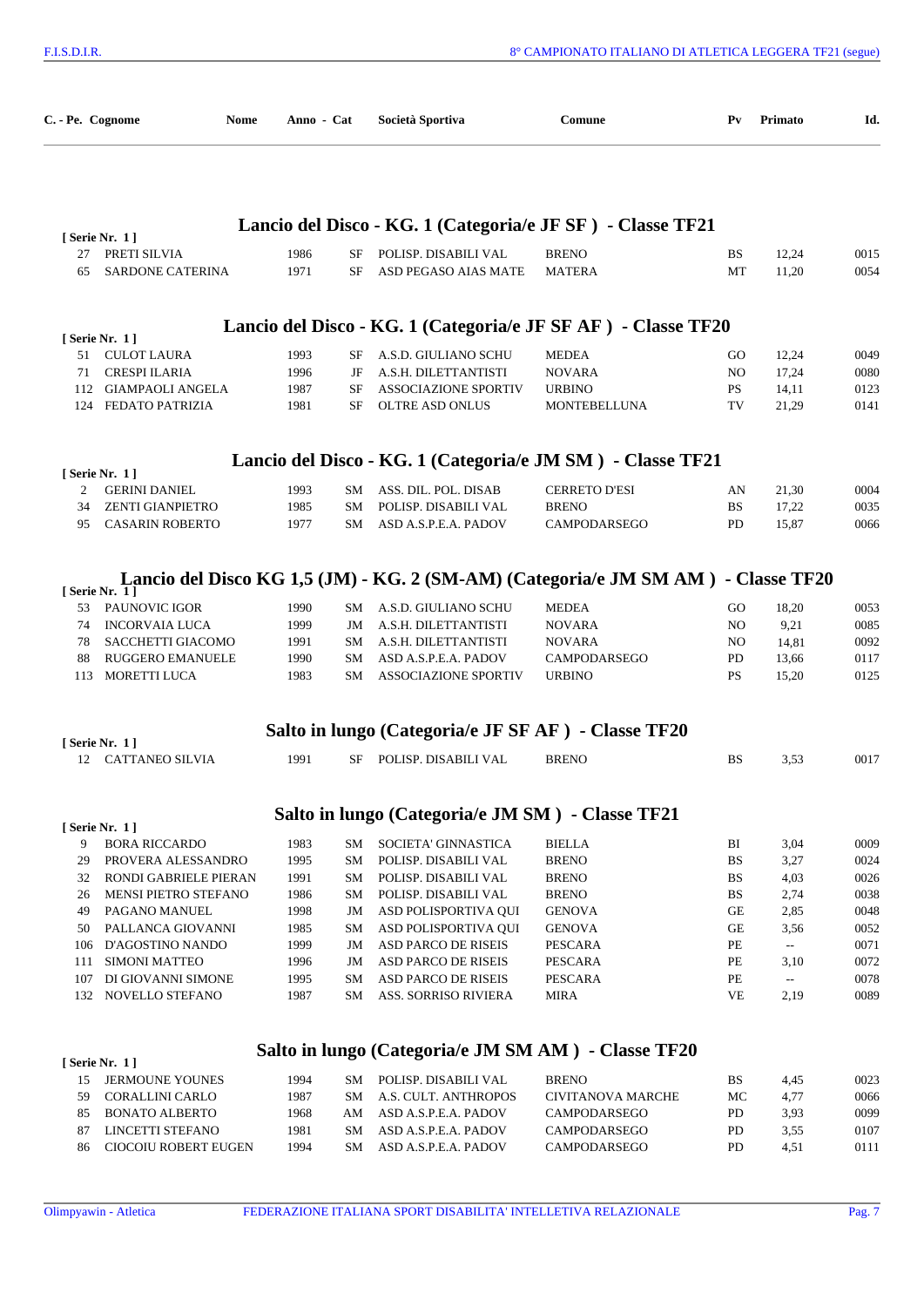| C. - Pe. | Cognome Nome | Anno | Cat | Società Sportiva | Comune | Pv | Primato | Id. |
|---|---|---|---|---|---|---|---|---|

## Lancio del Disco - KG. 1 (Categoria/e JF SF ) - Classe TF21

[ Serie Nr. 1 ]

| C. - Pe. | Cognome Nome | Anno | Cat | Società Sportiva | Comune | Pv | Primato | Id. |
|---|---|---|---|---|---|---|---|---|
| 27 | PRETI SILVIA | 1986 | SF | POLISP. DISABILI VAL | BRENO | BS | 12,24 | 0015 |
| 65 | SARDONE CATERINA | 1971 | SF | ASD PEGASO AIAS MATE | MATERA | MT | 11,20 | 0054 |

## Lancio del Disco - KG. 1 (Categoria/e JF SF AF ) - Classe TF20

[ Serie Nr. 1 ]

| C. - Pe. | Cognome Nome | Anno | Cat | Società Sportiva | Comune | Pv | Primato | Id. |
|---|---|---|---|---|---|---|---|---|
| 51 | CULOT LAURA | 1993 | SF | A.S.D. GIULIANO SCHU | MEDEA | GO | 12,24 | 0049 |
| 71 | CRESPI ILARIA | 1996 | JF | A.S.H. DILETTANTISTI | NOVARA | NO | 17,24 | 0080 |
| 112 | GIAMPAOLI ANGELA | 1987 | SF | ASSOCIAZIONE SPORTIV | URBINO | PS | 14,11 | 0123 |
| 124 | FEDATO PATRIZIA | 1981 | SF | OLTRE ASD ONLUS | MONTEBELLUNA | TV | 21,29 | 0141 |

## Lancio del Disco - KG. 1 (Categoria/e JM SM ) - Classe TF21

[ Serie Nr. 1 ]

| C. - Pe. | Cognome Nome | Anno | Cat | Società Sportiva | Comune | Pv | Primato | Id. |
|---|---|---|---|---|---|---|---|---|
| 2 | GERINI DANIEL | 1993 | SM | ASS. DIL. POL. DISAB | CERRETO D'ESI | AN | 21,30 | 0004 |
| 34 | ZENTI GIANPIETRO | 1985 | SM | POLISP. DISABILI VAL | BRENO | BS | 17,22 | 0035 |
| 95 | CASARIN ROBERTO | 1977 | SM | ASD A.S.P.E.A. PADOV | CAMPODARSEGO | PD | 15,87 | 0066 |

## Lancio del Disco KG 1,5 (JM) - KG. 2 (SM-AM) (Categoria/e JM SM AM ) - Classe TF20

[ Serie Nr. 1 ]

| C. - Pe. | Cognome Nome | Anno | Cat | Società Sportiva | Comune | Pv | Primato | Id. |
|---|---|---|---|---|---|---|---|---|
| 53 | PAUNOVIC IGOR | 1990 | SM | A.S.D. GIULIANO SCHU | MEDEA | GO | 18,20 | 0053 |
| 74 | INCORVAIA LUCA | 1999 | JM | A.S.H. DILETTANTISTI | NOVARA | NO | 9,21 | 0085 |
| 78 | SACCHETTI GIACOMO | 1991 | SM | A.S.H. DILETTANTISTI | NOVARA | NO | 14,81 | 0092 |
| 88 | RUGGERO EMANUELE | 1990 | SM | ASD A.S.P.E.A. PADOV | CAMPODARSEGO | PD | 13,66 | 0117 |
| 113 | MORETTI LUCA | 1983 | SM | ASSOCIAZIONE SPORTIV | URBINO | PS | 15,20 | 0125 |

## Salto in lungo (Categoria/e JF SF AF ) - Classe TF20

[ Serie Nr. 1 ]

| C. - Pe. | Cognome Nome | Anno | Cat | Società Sportiva | Comune | Pv | Primato | Id. |
|---|---|---|---|---|---|---|---|---|
| 12 | CATTANEO SILVIA | 1991 | SF | POLISP. DISABILI VAL | BRENO | BS | 3,53 | 0017 |

## Salto in lungo (Categoria/e JM SM ) - Classe TF21

[ Serie Nr. 1 ]

| C. - Pe. | Cognome Nome | Anno | Cat | Società Sportiva | Comune | Pv | Primato | Id. |
|---|---|---|---|---|---|---|---|---|
| 9 | BORA RICCARDO | 1983 | SM | SOCIETA' GINNASTICA | BIELLA | BI | 3,04 | 0009 |
| 29 | PROVERA ALESSANDRO | 1995 | SM | POLISP. DISABILI VAL | BRENO | BS | 3,27 | 0024 |
| 32 | RONDI GABRIELE PIERAN | 1991 | SM | POLISP. DISABILI VAL | BRENO | BS | 4,03 | 0026 |
| 26 | MENSI PIETRO STEFANO | 1986 | SM | POLISP. DISABILI VAL | BRENO | BS | 2,74 | 0038 |
| 49 | PAGANO MANUEL | 1998 | JM | ASD POLISPORTIVA QUI | GENOVA | GE | 2,85 | 0048 |
| 50 | PALLANCA GIOVANNI | 1985 | SM | ASD POLISPORTIVA QUI | GENOVA | GE | 3,56 | 0052 |
| 106 | D'AGOSTINO NANDO | 1999 | JM | ASD PARCO DE RISEIS | PESCARA | PE | -- | 0071 |
| 111 | SIMONI MATTEO | 1996 | JM | ASD PARCO DE RISEIS | PESCARA | PE | 3,10 | 0072 |
| 107 | DI GIOVANNI SIMONE | 1995 | SM | ASD PARCO DE RISEIS | PESCARA | PE | -- | 0078 |
| 132 | NOVELLO STEFANO | 1987 | SM | ASS. SORRISO RIVIERA | MIRA | VE | 2,19 | 0089 |

## Salto in lungo (Categoria/e JM SM AM ) - Classe TF20

[ Serie Nr. 1 ]

| C. - Pe. | Cognome Nome | Anno | Cat | Società Sportiva | Comune | Pv | Primato | Id. |
|---|---|---|---|---|---|---|---|---|
| 15 | JERMOUNE YOUNES | 1994 | SM | POLISP. DISABILI VAL | BRENO | BS | 4,45 | 0023 |
| 59 | CORALLINI CARLO | 1987 | SM | A.S. CULT. ANTHROPOS | CIVITANOVA MARCHE | MC | 4,77 | 0066 |
| 85 | BONATO ALBERTO | 1968 | AM | ASD A.S.P.E.A. PADOV | CAMPODARSEGO | PD | 3,93 | 0099 |
| 87 | LINCETTI STEFANO | 1981 | SM | ASD A.S.P.E.A. PADOV | CAMPODARSEGO | PD | 3,55 | 0107 |
| 86 | CIOCOIU ROBERT EUGEN | 1994 | SM | ASD A.S.P.E.A. PADOV | CAMPODARSEGO | PD | 4,51 | 0111 |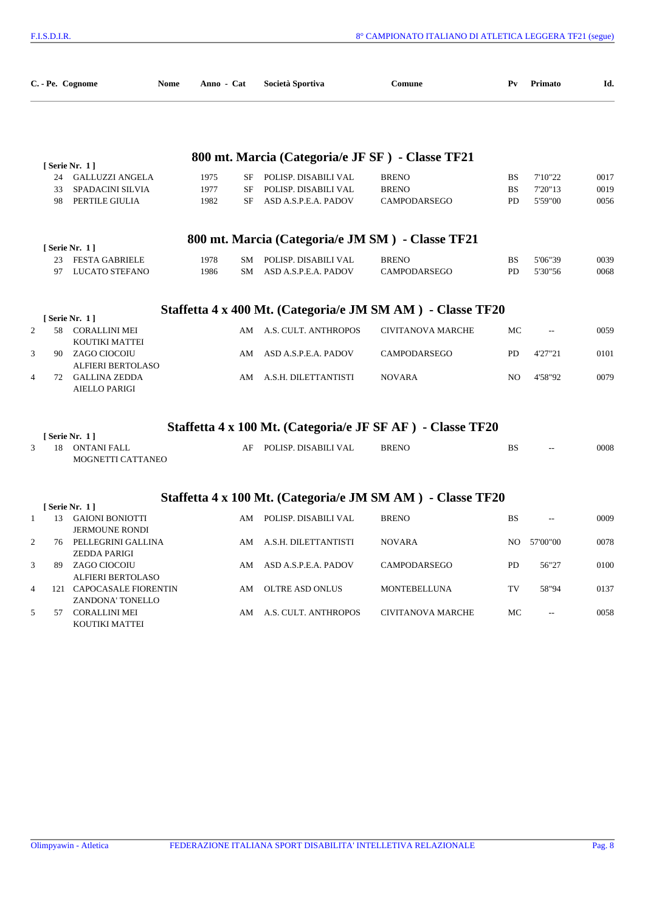| C. - Pe. | Cognome | Nome | Anno - Cat | | Società Sportiva | Comune | Pv | Primato | Id. |
|---|---|---|---|---|---|---|---|---|---|

## 800 mt. Marcia (Categoria/e JF SF ) - Classe TF21

[ Serie Nr. 1 ]

| C. | Pe. | Cognome Nome | Anno | Cat | Società Sportiva | Comune | Pv | Primato | Id. |
|---|---|---|---|---|---|---|---|---|---|
| | 24 | GALLUZZI ANGELA | 1975 | SF | POLISP. DISABILI VAL | BRENO | BS | 7'10"22 | 0017 |
| | 33 | SPADACINI SILVIA | 1977 | SF | POLISP. DISABILI VAL | BRENO | BS | 7'20"13 | 0019 |
| | 98 | PERTILE GIULIA | 1982 | SF | ASD A.S.P.E.A. PADOV | CAMPODARSEGO | PD | 5'59"00 | 0056 |

## 800 mt. Marcia (Categoria/e JM SM ) - Classe TF21

[ Serie Nr. 1 ]

| C. | Pe. | Cognome Nome | Anno | Cat | Società Sportiva | Comune | Pv | Primato | Id. |
|---|---|---|---|---|---|---|---|---|---|
| | 23 | FESTA GABRIELE | 1978 | SM | POLISP. DISABILI VAL | BRENO | BS | 5'06"39 | 0039 |
| | 97 | LUCATO STEFANO | 1986 | SM | ASD A.S.P.E.A. PADOV | CAMPODARSEGO | PD | 5'30"56 | 0068 |

## Staffetta 4 x 400 Mt. (Categoria/e JM SM AM ) - Classe TF20

[ Serie Nr. 1 ]

| C. | Pe. | Cognome Nome | Anno | Cat | Società Sportiva | Comune | Pv | Primato | Id. |
|---|---|---|---|---|---|---|---|---|---|
| 2 | 58 | CORALLINI MEI<br>KOUTIKI MATTEI | | AM | A.S. CULT. ANTHROPOS | CIVITANOVA MARCHE | MC | -- | 0059 |
| 3 | 90 | ZAGO CIOCOIU<br>ALFIERI BERTOLASO | | AM | ASD A.S.P.E.A. PADOV | CAMPODARSEGO | PD | 4'27"21 | 0101 |
| 4 | 72 | GALLINA ZEDDA<br>AIELLO PARIGI | | AM | A.S.H. DILETTANTISTI | NOVARA | NO | 4'58"92 | 0079 |

## Staffetta 4 x 100 Mt. (Categoria/e JF SF AF ) - Classe TF20

[ Serie Nr. 1 ]

| C. | Pe. | Cognome Nome | Anno | Cat | Società Sportiva | Comune | Pv | Primato | Id. |
|---|---|---|---|---|---|---|---|---|---|
| 3 | 18 | ONTANI FALL<br>MOGNETTI CATTANEO | | AF | POLISP. DISABILI VAL | BRENO | BS | -- | 0008 |

## Staffetta 4 x 100 Mt. (Categoria/e JM SM AM ) - Classe TF20

[ Serie Nr. 1 ]

| C. | Pe. | Cognome Nome | Anno | Cat | Società Sportiva | Comune | Pv | Primato | Id. |
|---|---|---|---|---|---|---|---|---|---|
| 1 | 13 | GAIONI BONIOTTI<br>JERMOUNE RONDI | | AM | POLISP. DISABILI VAL | BRENO | BS | -- | 0009 |
| 2 | 76 | PELLEGRINI GALLINA<br>ZEDDA PARIGI | | AM | A.S.H. DILETTANTISTI | NOVARA | NO | 57'00"00 | 0078 |
| 3 | 89 | ZAGO CIOCOIU<br>ALFIERI BERTOLASO | | AM | ASD A.S.P.E.A. PADOV | CAMPODARSEGO | PD | 56"27 | 0100 |
| 4 | 121 | CAPOCASALE FIORENTIN<br>ZANDONA' TONELLO | | AM | OLTRE ASD ONLUS | MONTEBELLUNA | TV | 58"94 | 0137 |
| 5 | 57 | CORALLINI MEI<br>KOUTIKI MATTEI | | AM | A.S. CULT. ANTHROPOS | CIVITANOVA MARCHE | MC | -- | 0058 |